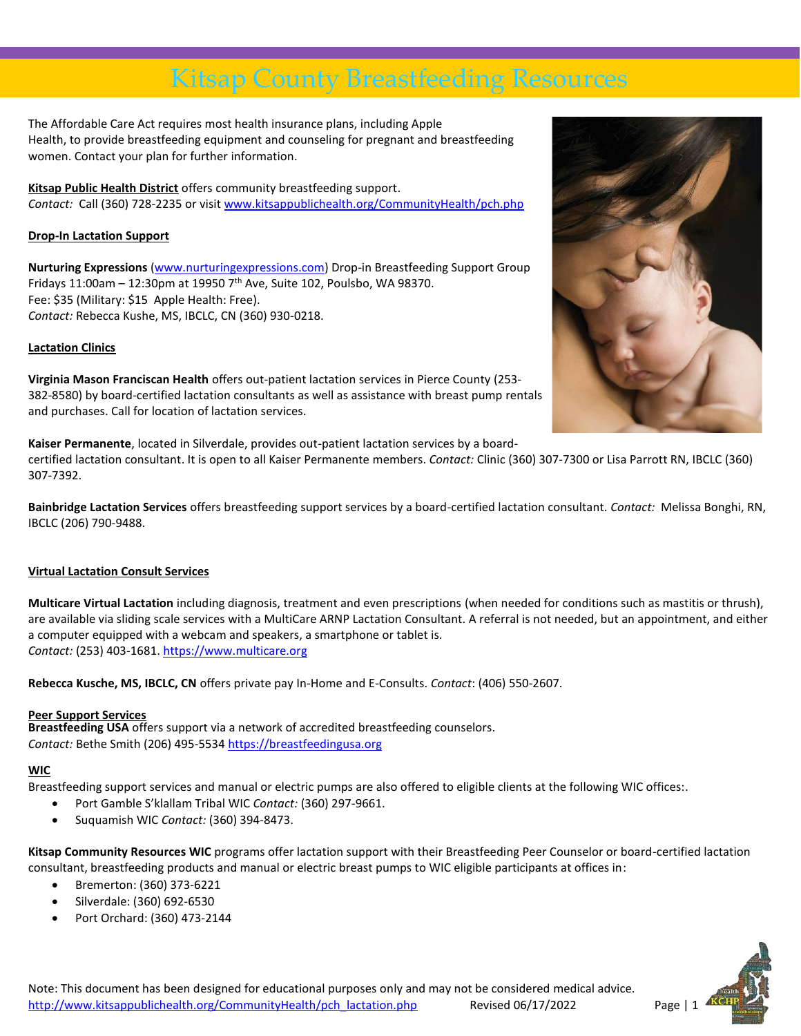# Kitsap County Breastfeeding Resources

The Affordable Care Act requires most health insurance plans, including Apple Health, to provide breastfeeding equipment and counseling for pregnant and breastfeeding women. Contact your plan for further information.

**Kitsap Public Health District** offers community breastfeeding support.
*Contact:* Call (360) 728-2235 or visit www.kitsappublichealth.org/CommunityHealth/pch.php

## Drop-In Lactation Support

**Nurturing Expressions** (www.nurturingexpressions.com) Drop-in Breastfeeding Support Group Fridays 11:00am – 12:30pm at 19950 7th Ave, Suite 102, Poulsbo, WA 98370.
Fee: $35 (Military: $15 Apple Health: Free).
*Contact:* Rebecca Kushe, MS, IBCLC, CN (360) 930-0218.

## Lactation Clinics

**Virginia Mason Franciscan Health** offers out-patient lactation services in Pierce County (253-382-8580) by board-certified lactation consultants as well as assistance with breast pump rentals and purchases. Call for location of lactation services.

**Kaiser Permanente**, located in Silverdale, provides out-patient lactation services by a board-certified lactation consultant. It is open to all Kaiser Permanente members. *Contact:* Clinic (360) 307-7300 or Lisa Parrott RN, IBCLC (360) 307-7392.

**Bainbridge Lactation Services** offers breastfeeding support services by a board-certified lactation consultant. *Contact:* Melissa Bonghi, RN, IBCLC (206) 790-9488.

## Virtual Lactation Consult Services

**Multicare Virtual Lactation** including diagnosis, treatment and even prescriptions (when needed for conditions such as mastitis or thrush), are available via sliding scale services with a MultiCare ARNP Lactation Consultant. A referral is not needed, but an appointment, and either a computer equipped with a webcam and speakers, a smartphone or tablet is.
*Contact:* (253) 403-1681. https://www.multicare.org

**Rebecca Kusche, MS, IBCLC, CN** offers private pay In-Home and E-Consults. *Contact*: (406) 550-2607.

## Peer Support Services

**Breastfeeding USA** offers support via a network of accredited breastfeeding counselors.
*Contact:* Bethe Smith (206) 495-5534 https://breastfeedingusa.org

## WIC

Breastfeeding support services and manual or electric pumps are also offered to eligible clients at the following WIC offices:.

- Port Gamble S'klallam Tribal WIC *Contact:* (360) 297-9661.
- Suquamish WIC *Contact:* (360) 394-8473.

**Kitsap Community Resources WIC** programs offer lactation support with their Breastfeeding Peer Counselor or board-certified lactation consultant, breastfeeding products and manual or electric breast pumps to WIC eligible participants at offices in:

- Bremerton: (360) 373-6221
- Silverdale: (360) 692-6530
- Port Orchard: (360) 473-2144

Note: This document has been designed for educational purposes only and may not be considered medical advice.
http://www.kitsappublichealth.org/CommunityHealth/pch_lactation.php Revised 06/17/2022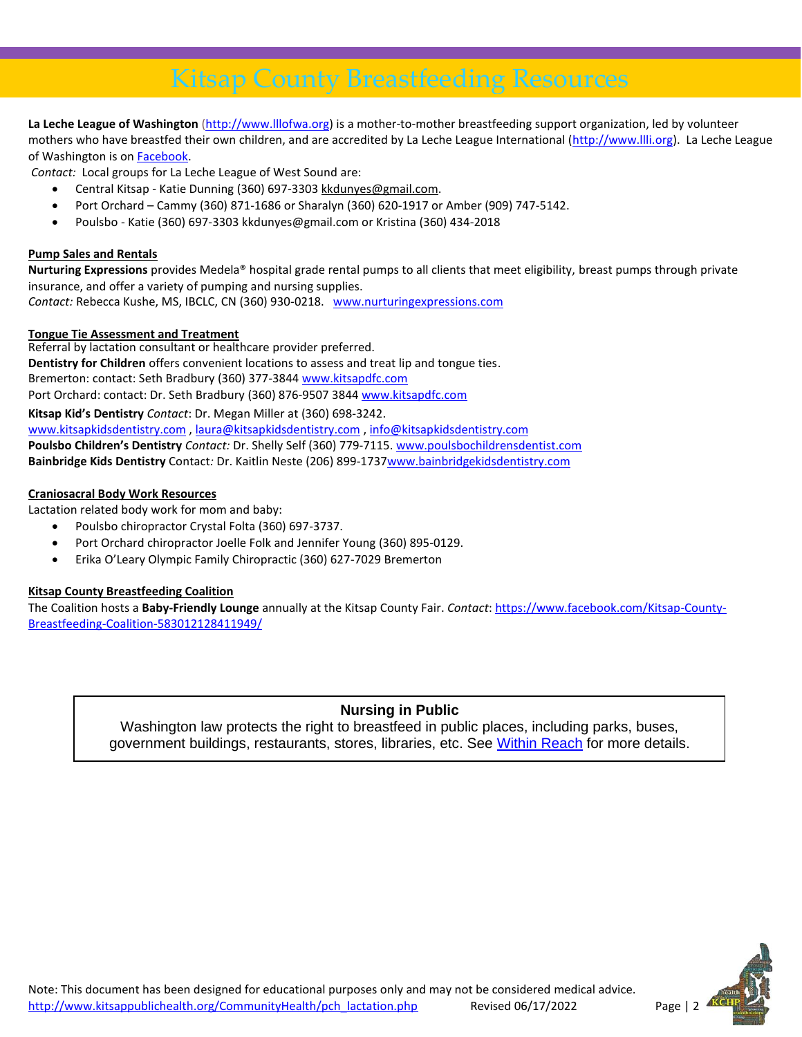# Kitsap County Breastfeeding Resources

**La Leche League of Washington** (http://www.lllofwa.org) is a mother-to-mother breastfeeding support organization, led by volunteer mothers who have breastfed their own children, and are accredited by La Leche League International (http://www.llli.org). La Leche League of Washington is on Facebook.

*Contact:* Local groups for La Leche League of West Sound are:

- Central Kitsap - Katie Dunning (360) 697-3303 kkdunyes@gmail.com.
- Port Orchard – Cammy (360) 871-1686 or Sharalyn (360) 620-1917 or Amber (909) 747-5142.
- Poulsbo - Katie (360) 697-3303 kkdunyes@gmail.com or Kristina (360) 434-2018

**Pump Sales and Rentals**

**Nurturing Expressions** provides Medela® hospital grade rental pumps to all clients that meet eligibility, breast pumps through private insurance, and offer a variety of pumping and nursing supplies.
*Contact:* Rebecca Kushe, MS, IBCLC, CN (360) 930-0218. www.nurturingexpressions.com

**Tongue Tie Assessment and Treatment**

Referral by lactation consultant or healthcare provider preferred.
**Dentistry for Children** offers convenient locations to assess and treat lip and tongue ties.
Bremerton: contact: Seth Bradbury (360) 377-3844 www.kitsapdfc.com
Port Orchard: contact: Dr. Seth Bradbury (360) 876-9507 3844 www.kitsapdfc.com
**Kitsap Kid's Dentistry** *Contact*: Dr. Megan Miller at (360) 698-3242.
www.kitsapkidsdentistry.com , laura@kitsapkidsdentistry.com , info@kitsapkidsdentistry.com
**Poulsbo Children's Dentistry** *Contact:* Dr. Shelly Self (360) 779-7115. www.poulsbochildrensdentist.com
**Bainbridge Kids Dentistry** Contact*:* Dr. Kaitlin Neste (206) 899-1737www.bainbridgekidsdentistry.com

**Craniosacral Body Work Resources**

Lactation related body work for mom and baby:

- Poulsbo chiropractor Crystal Folta (360) 697-3737.
- Port Orchard chiropractor Joelle Folk and Jennifer Young (360) 895-0129.
- Erika O'Leary Olympic Family Chiropractic (360) 627-7029 Bremerton

**Kitsap County Breastfeeding Coalition**

The Coalition hosts a **Baby-Friendly Lounge** annually at the Kitsap County Fair. *Contact*: https://www.facebook.com/Kitsap-County-Breastfeeding-Coalition-583012128411949/

**Nursing in Public**

Washington law protects the right to breastfeed in public places, including parks, buses, government buildings, restaurants, stores, libraries, etc. See Within Reach for more details.

Note: This document has been designed for educational purposes only and may not be considered medical advice.
http://www.kitsappublichealth.org/CommunityHealth/pch_lactation.php Revised 06/17/2022